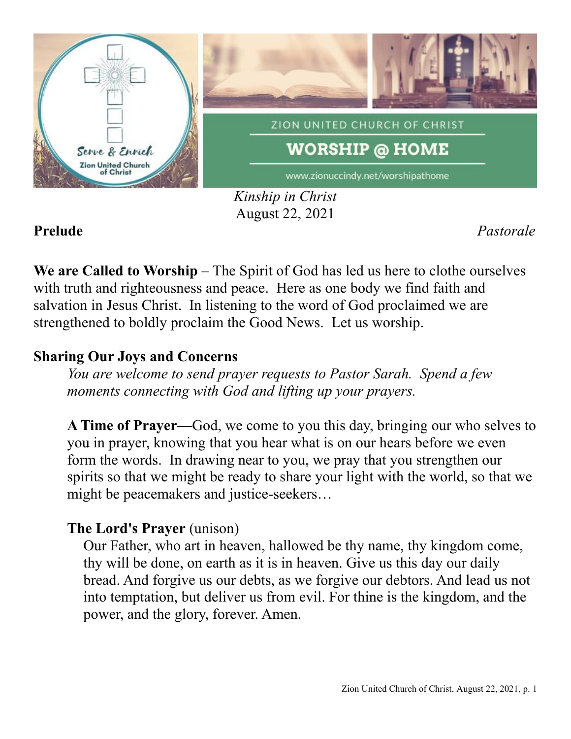ZION UNITED CHURCH OF CHRIST

# WORSHIP @ HOME

www.zionuccindy.net/worshipathome

*Kinship in Christ*
August 22, 2021

**Prelude** *Pastorale*

**We are Called to Worship** – The Spirit of God has led us here to clothe ourselves with truth and righteousness and peace. Here as one body we find faith and salvation in Jesus Christ. In listening to the word of God proclaimed we are strengthened to boldly proclaim the Good News. Let us worship.

**Sharing Our Joys and Concerns**

*You are welcome to send prayer requests to Pastor Sarah. Spend a few moments connecting with God and lifting up your prayers.*

**A Time of Prayer—**God, we come to you this day, bringing our who selves to you in prayer, knowing that you hear what is on our hears before we even form the words. In drawing near to you, we pray that you strengthen our spirits so that we might be ready to share your light with the world, so that we might be peacemakers and justice-seekers…

**The Lord's Prayer** (unison)

Our Father, who art in heaven, hallowed be thy name, thy kingdom come, thy will be done, on earth as it is in heaven. Give us this day our daily bread. And forgive us our debts, as we forgive our debtors. And lead us not into temptation, but deliver us from evil. For thine is the kingdom, and the power, and the glory, forever. Amen.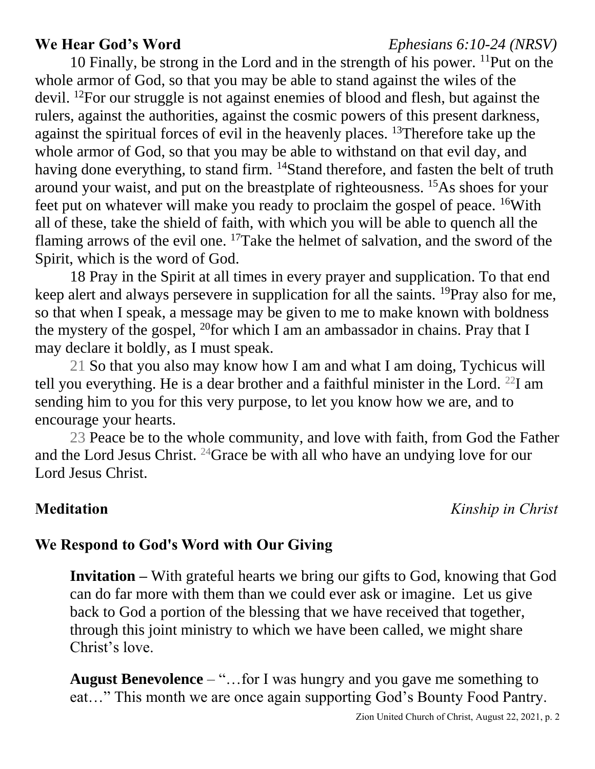**We Hear God's Word** *Ephesians 6:10-24 (NRSV)*

10 Finally, be strong in the Lord and in the strength of his power. [11]Put on the whole armor of God, so that you may be able to stand against the wiles of the devil. [12]For our struggle is not against enemies of blood and flesh, but against the rulers, against the authorities, against the cosmic powers of this present darkness, against the spiritual forces of evil in the heavenly places. [13]Therefore take up the whole armor of God, so that you may be able to withstand on that evil day, and having done everything, to stand firm. [14]Stand therefore, and fasten the belt of truth around your waist, and put on the breastplate of righteousness. [15]As shoes for your feet put on whatever will make you ready to proclaim the gospel of peace. [16]With all of these, take the shield of faith, with which you will be able to quench all the flaming arrows of the evil one. [17]Take the helmet of salvation, and the sword of the Spirit, which is the word of God.

18 Pray in the Spirit at all times in every prayer and supplication. To that end keep alert and always persevere in supplication for all the saints. [19]Pray also for me, so that when I speak, a message may be given to me to make known with boldness the mystery of the gospel, [20]for which I am an ambassador in chains. Pray that I may declare it boldly, as I must speak.

21 So that you also may know how I am and what I am doing, Tychicus will tell you everything. He is a dear brother and a faithful minister in the Lord. [22]I am sending him to you for this very purpose, to let you know how we are, and to encourage your hearts.

23 Peace be to the whole community, and love with faith, from God the Father and the Lord Jesus Christ. [24]Grace be with all who have an undying love for our Lord Jesus Christ.

**Meditation** *Kinship in Christ*

**We Respond to God's Word with Our Giving**

**Invitation –** With grateful hearts we bring our gifts to God, knowing that God can do far more with them than we could ever ask or imagine. Let us give back to God a portion of the blessing that we have received that together, through this joint ministry to which we have been called, we might share Christ's love.

**August Benevolence** – "…for I was hungry and you gave me something to eat…" This month we are once again supporting God's Bounty Food Pantry.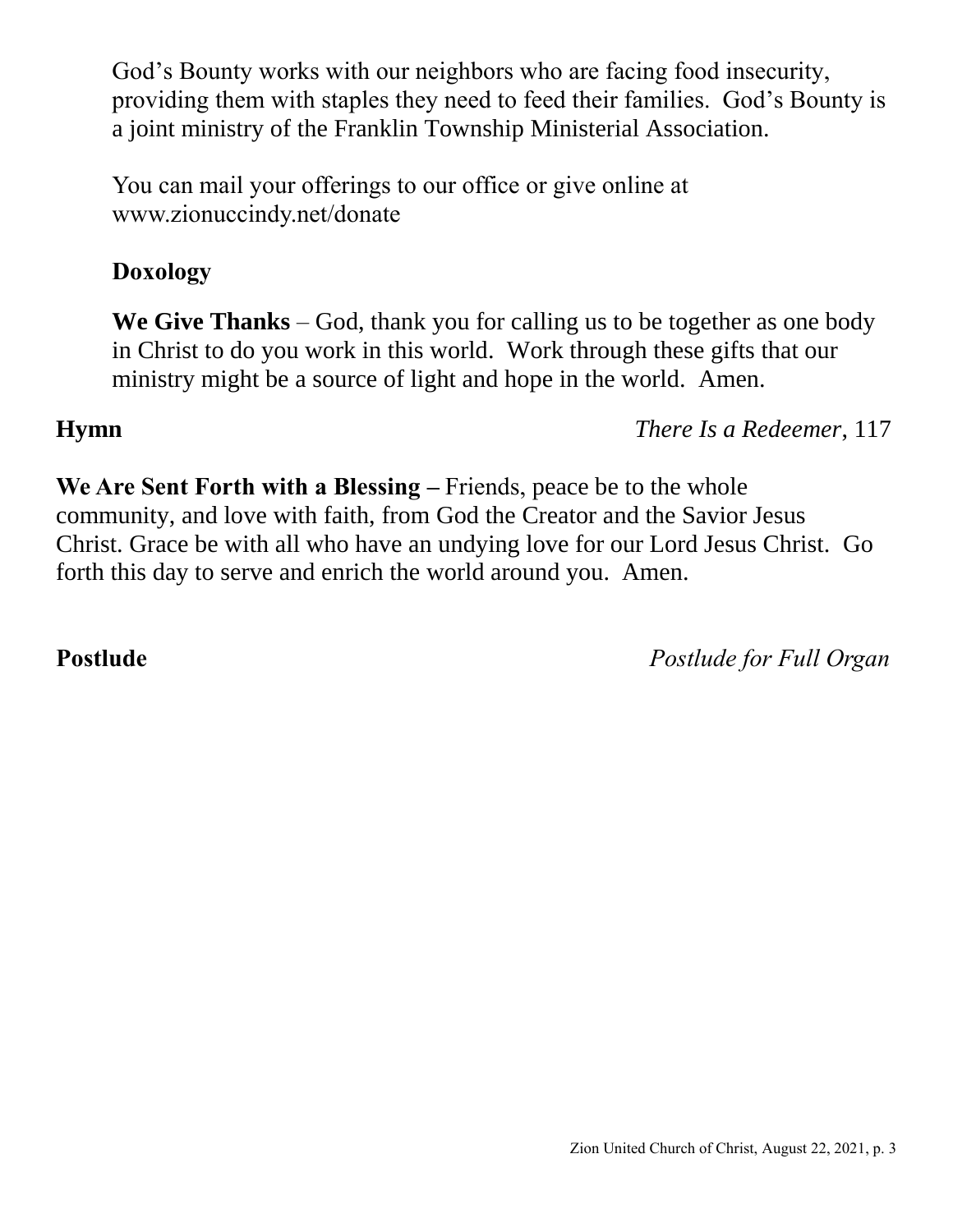God's Bounty works with our neighbors who are facing food insecurity, providing them with staples they need to feed their families. God's Bounty is a joint ministry of the Franklin Township Ministerial Association.

You can mail your offerings to our office or give online at www.zionuccindy.net/donate

**Doxology**

**We Give Thanks** – God, thank you for calling us to be together as one body in Christ to do you work in this world. Work through these gifts that our ministry might be a source of light and hope in the world. Amen.

**Hymn** *There Is a Redeemer,* 117

**We Are Sent Forth with a Blessing –** Friends, peace be to the whole community, and love with faith, from God the Creator and the Savior Jesus Christ. Grace be with all who have an undying love for our Lord Jesus Christ. Go forth this day to serve and enrich the world around you. Amen.

**Postlude** *Postlude for Full Organ*